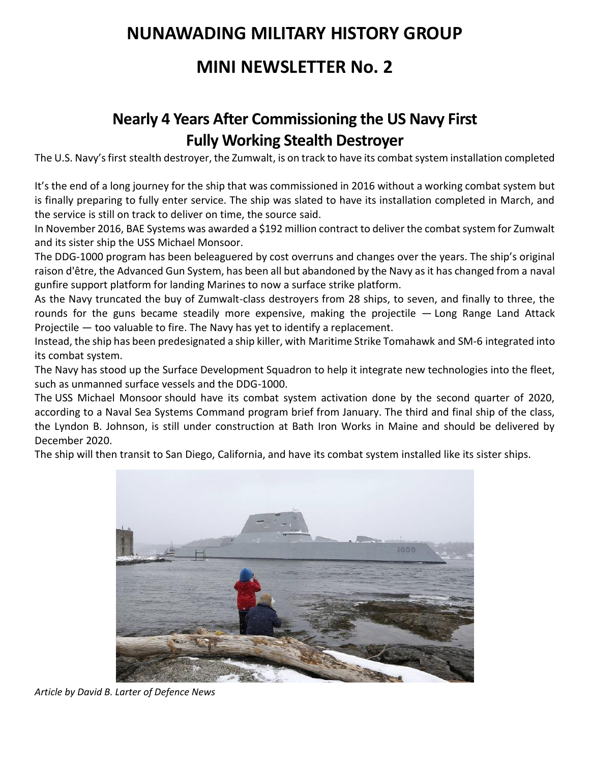# NUNAWADING MILITARY HISTORY GROUP

# MINI NEWSLETTER No. 2

## Nearly 4 Years After Commissioning the US Navy First Fully Working Stealth Destroyer

The U.S. Navy's first stealth destroyer, the Zumwalt, is on track to have its combat system installation completed

It's the end of a long journey for the ship that was commissioned in 2016 without a working combat system but is finally preparing to fully enter service. The ship was slated to have its installation completed in March, and the service is still on track to deliver on time, the source said.

In November 2016, BAE Systems was awarded a $192 million contract to deliver the combat system for Zumwalt and its sister ship the USS Michael Monsoor.

The DDG-1000 program has been beleaguered by cost overruns and changes over the years. The ship's original raison d'être, the Advanced Gun System, has been all but abandoned by the Navy as it has changed from a naval gunfire support platform for landing Marines to now a surface strike platform.

As the Navy truncated the buy of Zumwalt-class destroyers from 28 ships, to seven, and finally to three, the rounds for the guns became steadily more expensive, making the projectile — Long Range Land Attack Projectile — too valuable to fire. The Navy has yet to identify a replacement.

Instead, the ship has been predesignated a ship killer, with Maritime Strike Tomahawk and SM-6 integrated into its combat system.

The Navy has stood up the Surface Development Squadron to help it integrate new technologies into the fleet, such as unmanned surface vessels and the DDG-1000.

The USS Michael Monsoor should have its combat system activation done by the second quarter of 2020, according to a Naval Sea Systems Command program brief from January. The third and final ship of the class, the Lyndon B. Johnson, is still under construction at Bath Iron Works in Maine and should be delivered by December 2020.

The ship will then transit to San Diego, California, and have its combat system installed like its sister ships.

*Article by David B. Larter of Defence News*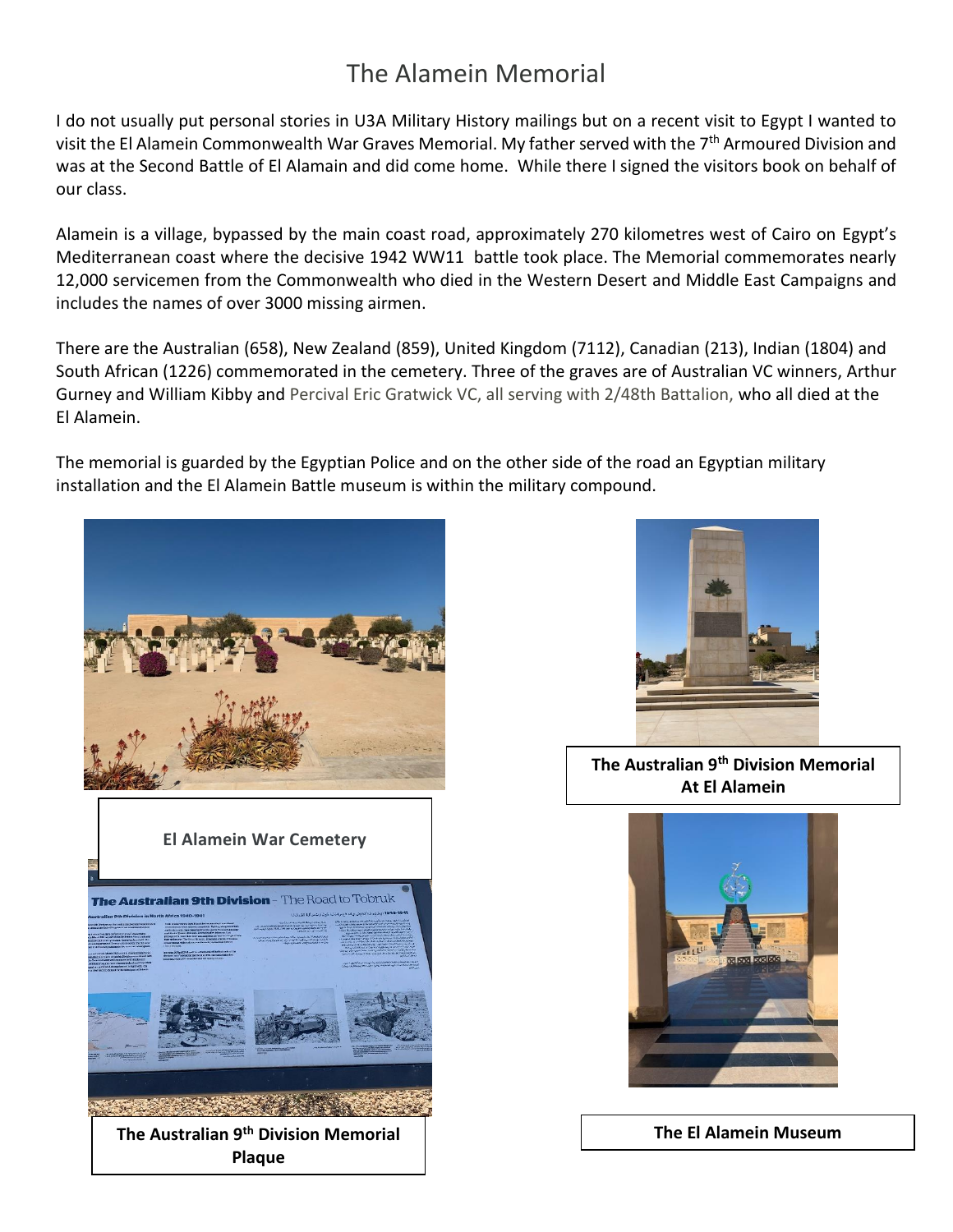# The Alamein Memorial

I do not usually put personal stories in U3A Military History mailings but on a recent visit to Egypt I wanted to visit the El Alamein Commonwealth War Graves Memorial. My father served with the 7th Armoured Division and was at the Second Battle of El Alamain and did come home. While there I signed the visitors book on behalf of our class.

Alamein is a village, bypassed by the main coast road, approximately 270 kilometres west of Cairo on Egypt's Mediterranean coast where the decisive 1942 WW11 battle took place. The Memorial commemorates nearly 12,000 servicemen from the Commonwealth who died in the Western Desert and Middle East Campaigns and includes the names of over 3000 missing airmen.

There are the Australian (658), New Zealand (859), United Kingdom (7112), Canadian (213), Indian (1804) and South African (1226) commemorated in the cemetery. Three of the graves are of Australian VC winners, Arthur Gurney and William Kibby and Percival Eric Gratwick VC, all serving with 2/48th Battalion, who all died at the El Alamein.

The memorial is guarded by the Egyptian Police and on the other side of the road an Egyptian military installation and the El Alamein Battle museum is within the military compound.

**El Alamein War Cemetery**

**The Australian 9th Division Memorial At El Alamein**

**The Australian 9th Division Memorial Plaque**

**The El Alamein Museum**